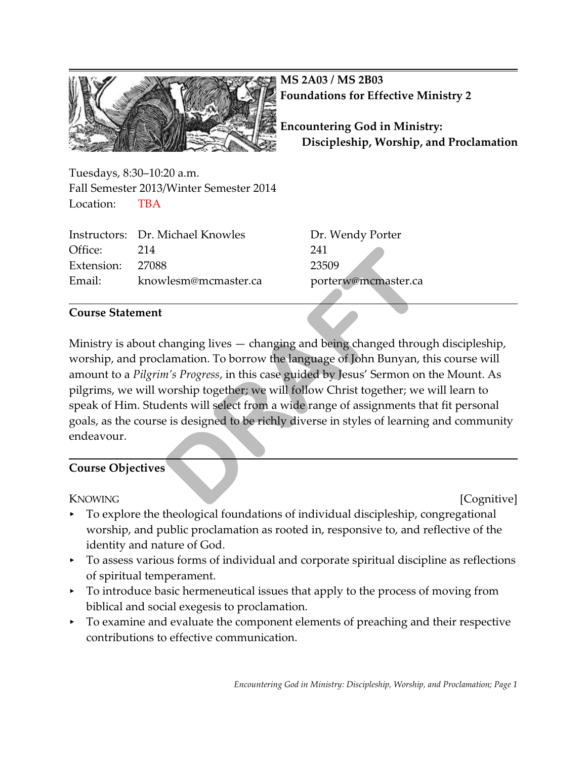**MS 2A03 / MS 2B03**
**Foundations for Effective Ministry 2**

# Encountering God in Ministry: Discipleship, Worship, and Proclamation

Tuesdays, 8:30–10:20 a.m.
Fall Semester 2013/Winter Semester 2014
Location: TBA

| | | |
|---|---|---|
| Instructors: | Dr. Michael Knowles | Dr. Wendy Porter |
| Office: | 214 | 241 |
| Extension: | 27088 | 23509 |
| Email: | knowlesm@mcmaster.ca | porterw@mcmaster.ca |

## Course Statement

Ministry is about changing lives — changing and being changed through discipleship, worship, and proclamation. To borrow the language of John Bunyan, this course will amount to a *Pilgrim's Progress*, in this case guided by Jesus' Sermon on the Mount. As pilgrims, we will worship together; we will follow Christ together; we will learn to speak of Him. Students will select from a wide range of assignments that fit personal goals, as the course is designed to be richly diverse in styles of learning and community endeavour.

## Course Objectives

KNOWING [Cognitive]

- To explore the theological foundations of individual discipleship, congregational worship, and public proclamation as rooted in, responsive to, and reflective of the identity and nature of God.
- To assess various forms of individual and corporate spiritual discipline as reflections of spiritual temperament.
- To introduce basic hermeneutical issues that apply to the process of moving from biblical and social exegesis to proclamation.
- To examine and evaluate the component elements of preaching and their respective contributions to effective communication.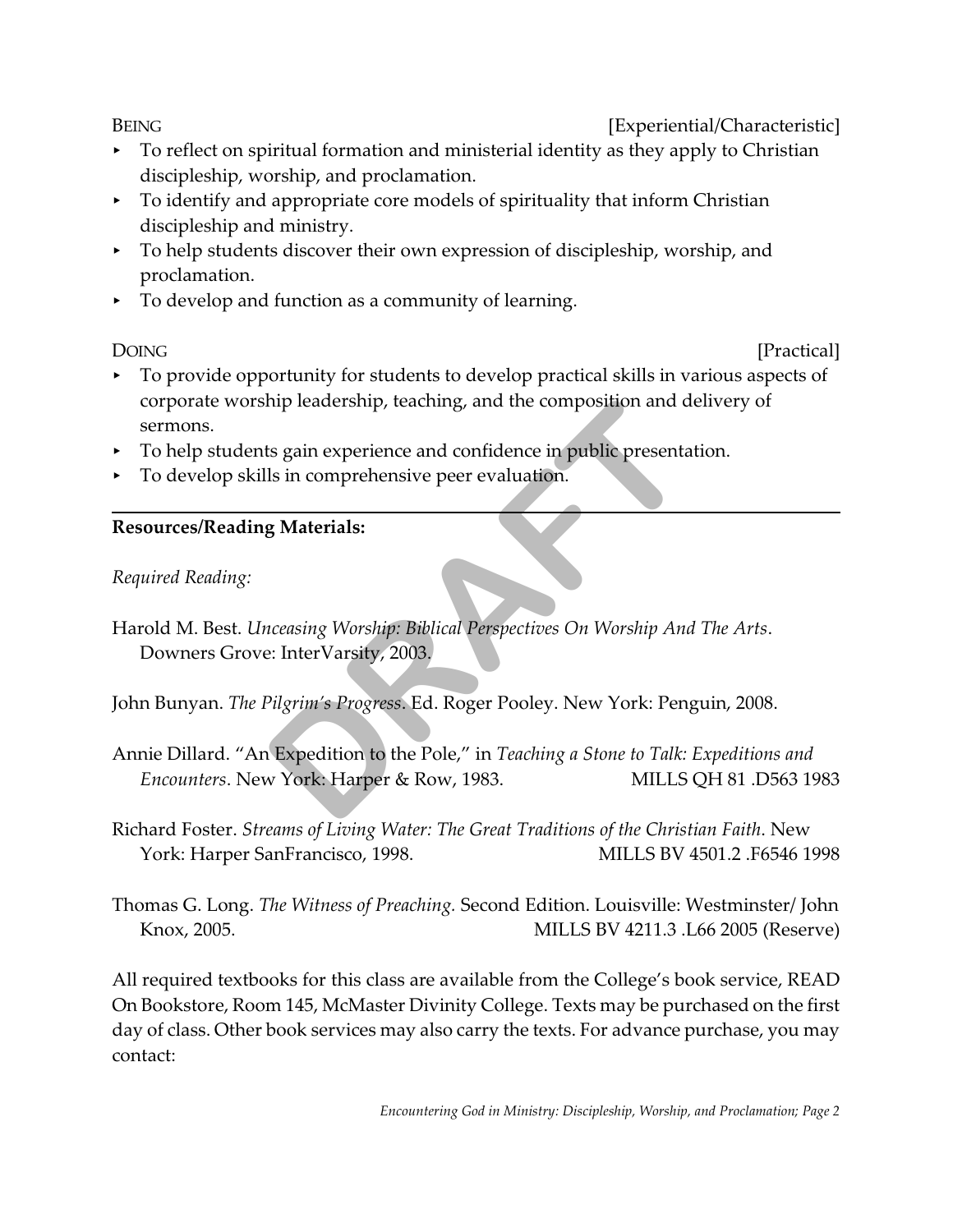BEING [Experiential/Characteristic]

- To reflect on spiritual formation and ministerial identity as they apply to Christian discipleship, worship, and proclamation.
- To identify and appropriate core models of spirituality that inform Christian discipleship and ministry.
- To help students discover their own expression of discipleship, worship, and proclamation.
- To develop and function as a community of learning.

DOING [Practical]

- To provide opportunity for students to develop practical skills in various aspects of corporate worship leadership, teaching, and the composition and delivery of sermons.
- To help students gain experience and confidence in public presentation.
- To develop skills in comprehensive peer evaluation.

---

**Resources/Reading Materials:**

*Required Reading:*

Harold M. Best. *Unceasing Worship: Biblical Perspectives On Worship And The Arts*. Downers Grove: InterVarsity, 2003.

John Bunyan. *The Pilgrim's Progress*. Ed. Roger Pooley. New York: Penguin, 2008.

Annie Dillard. "An Expedition to the Pole," in *Teaching a Stone to Talk: Expeditions and Encounters*. New York: Harper & Row, 1983. MILLS QH 81 .D563 1983

Richard Foster. *Streams of Living Water: The Great Traditions of the Christian Faith*. New York: Harper SanFrancisco, 1998. MILLS BV 4501.2 .F6546 1998

Thomas G. Long. *The Witness of Preaching.* Second Edition. Louisville: Westminster/ John Knox, 2005. MILLS BV 4211.3 .L66 2005 (Reserve)

All required textbooks for this class are available from the College's book service, READ On Bookstore, Room 145, McMaster Divinity College. Texts may be purchased on the first day of class. Other book services may also carry the texts. For advance purchase, you may contact: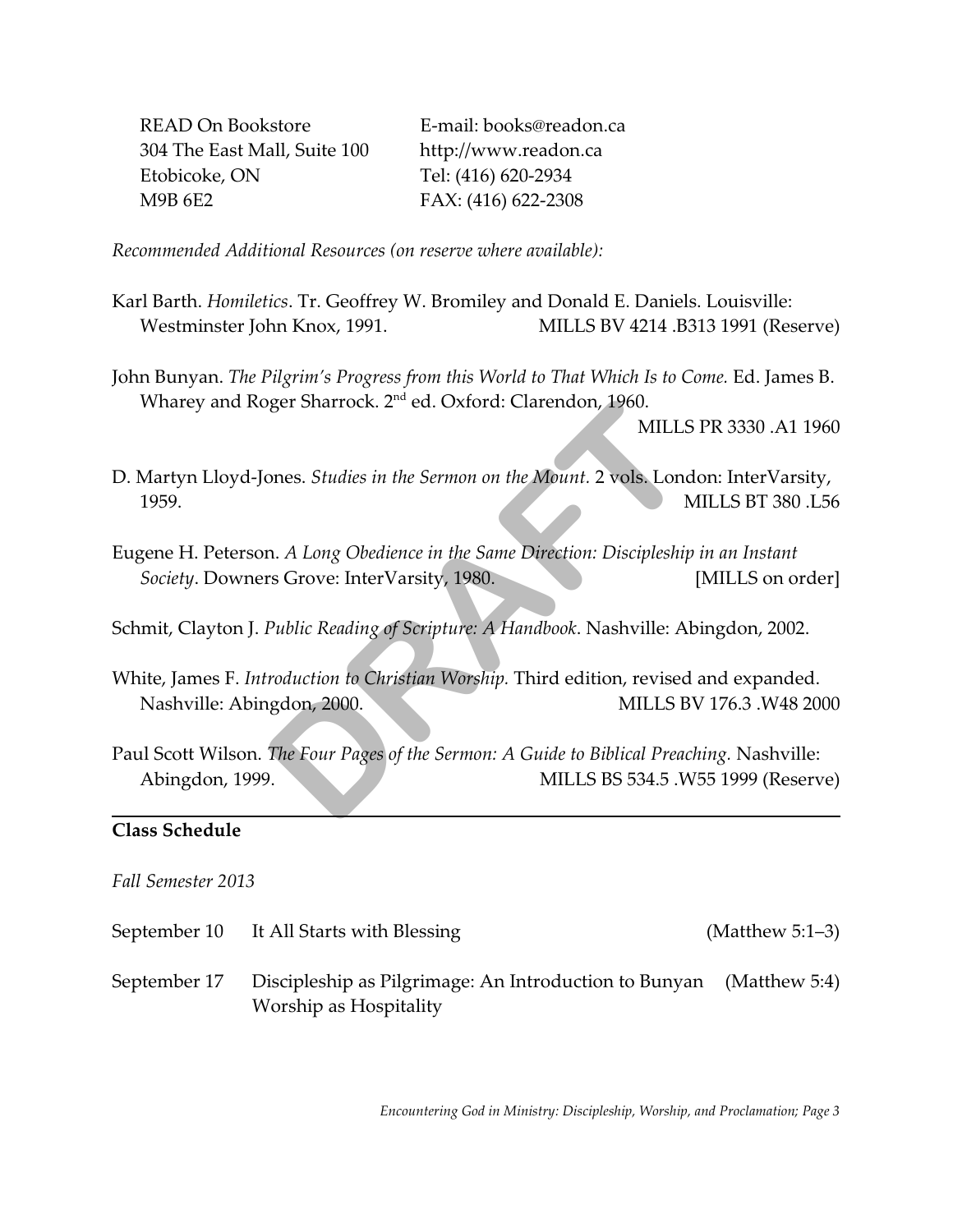READ On Bookstore
304 The East Mall, Suite 100
Etobicoke, ON
M9B 6E2

E-mail: books@readon.ca
http://www.readon.ca
Tel: (416) 620-2934
FAX: (416) 622-2308

*Recommended Additional Resources (on reserve where available):*

Karl Barth. *Homiletics*. Tr. Geoffrey W. Bromiley and Donald E. Daniels. Louisville: Westminster John Knox, 1991. MILLS BV 4214 .B313 1991 (Reserve)

John Bunyan. *The Pilgrim's Progress from this World to That Which Is to Come.* Ed. James B. Wharey and Roger Sharrock. 2nd ed. Oxford: Clarendon, 1960. MILLS PR 3330 .A1 1960

D. Martyn Lloyd-Jones. *Studies in the Sermon on the Mount.* 2 vols. London: InterVarsity, 1959. MILLS BT 380 .L56

Eugene H. Peterson. *A Long Obedience in the Same Direction: Discipleship in an Instant Society*. Downers Grove: InterVarsity, 1980. [MILLS on order]

Schmit, Clayton J. *Public Reading of Scripture: A Handbook*. Nashville: Abingdon, 2002.

White, James F. *Introduction to Christian Worship.* Third edition, revised and expanded. Nashville: Abingdon, 2000. MILLS BV 176.3 .W48 2000

Paul Scott Wilson. *The Four Pages of the Sermon: A Guide to Biblical Preaching.* Nashville: Abingdon, 1999. MILLS BS 534.5 .W55 1999 (Reserve)

---

**Class Schedule**

*Fall Semester 2013*

| | | |
|---|---|---|
| September 10 | It All Starts with Blessing | (Matthew 5:1–3) |
| September 17 | Discipleship as Pilgrimage: An Introduction to Bunyan<br>Worship as Hospitality | (Matthew 5:4) |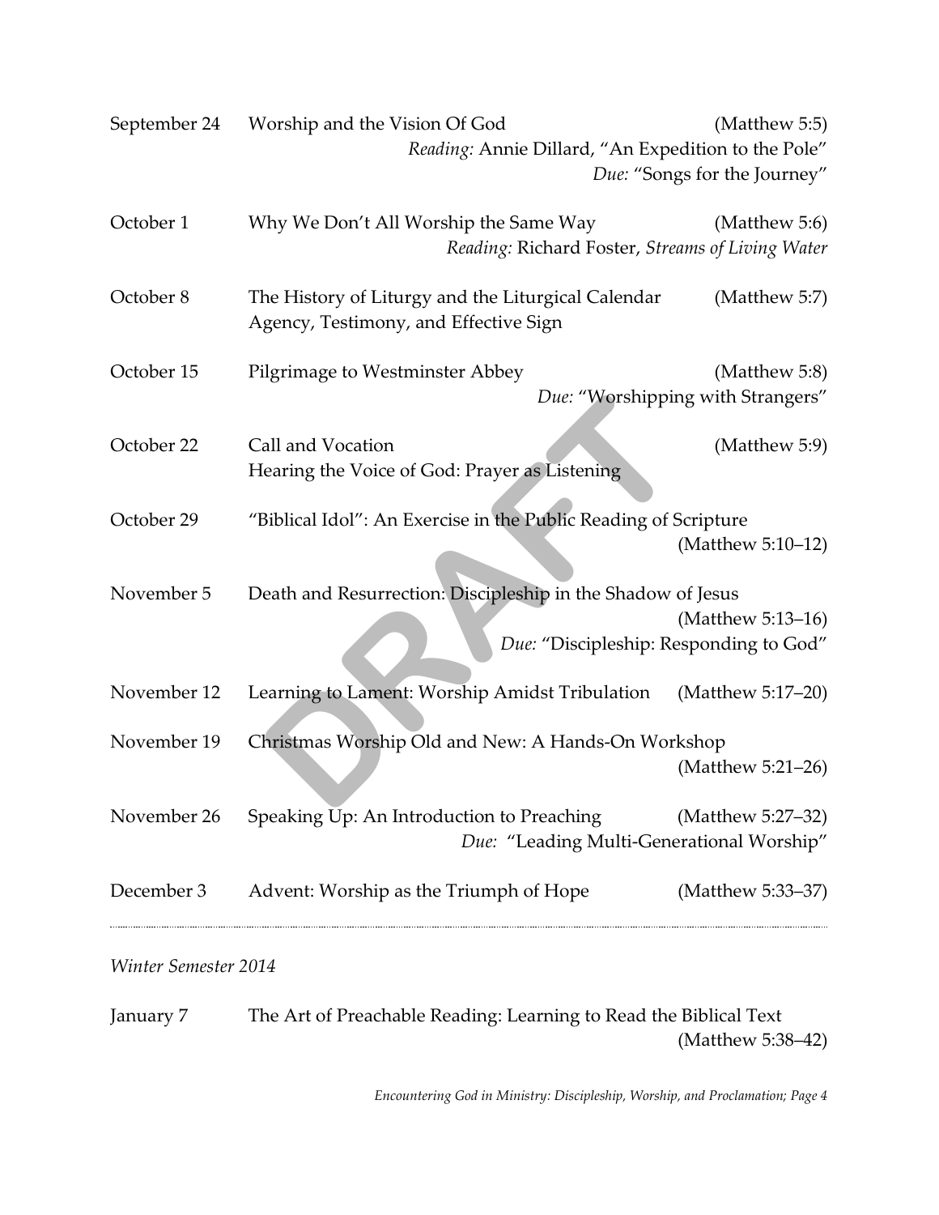September 24 — Worship and the Vision Of God (Matthew 5:5)
*Reading:* Annie Dillard, "An Expedition to the Pole"
*Due:* "Songs for the Journey"

October 1 — Why We Don't All Worship the Same Way (Matthew 5:6)
*Reading:* Richard Foster, *Streams of Living Water*

October 8 — The History of Liturgy and the Liturgical Calendar (Matthew 5:7)
Agency, Testimony, and Effective Sign

October 15 — Pilgrimage to Westminster Abbey (Matthew 5:8)
*Due:* "Worshipping with Strangers"

October 22 — Call and Vocation (Matthew 5:9)
Hearing the Voice of God: Prayer as Listening

October 29 — "Biblical Idol": An Exercise in the Public Reading of Scripture (Matthew 5:10–12)

November 5 — Death and Resurrection: Discipleship in the Shadow of Jesus (Matthew 5:13–16)
*Due:* "Discipleship: Responding to God"

November 12 — Learning to Lament: Worship Amidst Tribulation (Matthew 5:17–20)

November 19 — Christmas Worship Old and New: A Hands-On Workshop (Matthew 5:21–26)

November 26 — Speaking Up: An Introduction to Preaching (Matthew 5:27–32)
*Due:* "Leading Multi-Generational Worship"

December 3 — Advent: Worship as the Triumph of Hope (Matthew 5:33–37)

---

*Winter Semester 2014*

January 7 — The Art of Preachable Reading: Learning to Read the Biblical Text (Matthew 5:38–42)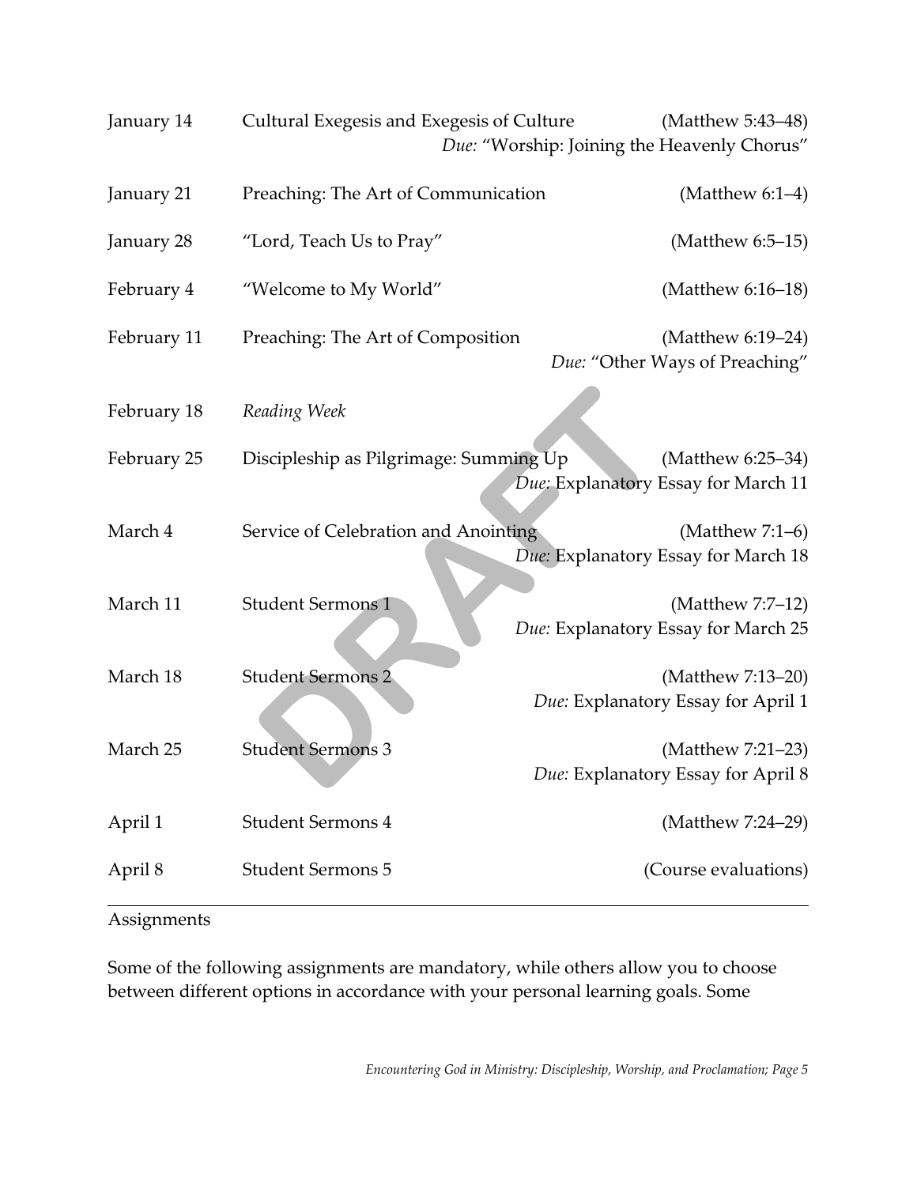| | | |
|---|---|---|
| January 14 | Cultural Exegesis and Exegesis of Culture | (Matthew 5:43–48)<br>*Due:* “Worship: Joining the Heavenly Chorus” |
| January 21 | Preaching: The Art of Communication | (Matthew 6:1–4) |
| January 28 | “Lord, Teach Us to Pray” | (Matthew 6:5–15) |
| February 4 | “Welcome to My World” | (Matthew 6:16–18) |
| February 11 | Preaching: The Art of Composition | (Matthew 6:19–24)<br>*Due:* “Other Ways of Preaching” |
| February 18 | *Reading Week* | |
| February 25 | Discipleship as Pilgrimage: Summing Up | (Matthew 6:25–34)<br>*Due:* Explanatory Essay for March 11 |
| March 4 | Service of Celebration and Anointing | (Matthew 7:1–6)<br>*Due:* Explanatory Essay for March 18 |
| March 11 | Student Sermons 1 | (Matthew 7:7–12)<br>*Due:* Explanatory Essay for March 25 |
| March 18 | Student Sermons 2 | (Matthew 7:13–20)<br>*Due:* Explanatory Essay for April 1 |
| March 25 | Student Sermons 3 | (Matthew 7:21–23)<br>*Due:* Explanatory Essay for April 8 |
| April 1 | Student Sermons 4 | (Matthew 7:24–29) |
| April 8 | Student Sermons 5 | (Course evaluations) |

---

Assignments

Some of the following assignments are mandatory, while others allow you to choose between different options in accordance with your personal learning goals. Some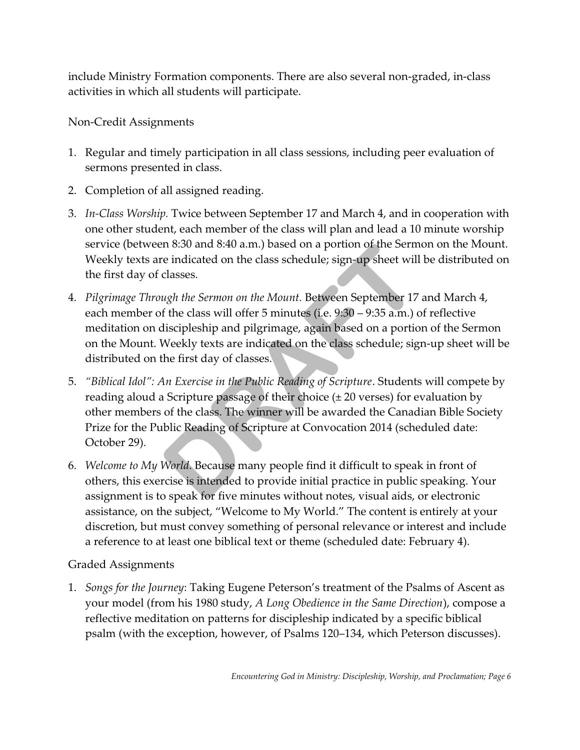include Ministry Formation components. There are also several non-graded, in-class activities in which all students will participate.

Non-Credit Assignments

1. Regular and timely participation in all class sessions, including peer evaluation of sermons presented in class.
2. Completion of all assigned reading.
3. *In-Class Worship.* Twice between September 17 and March 4, and in cooperation with one other student, each member of the class will plan and lead a 10 minute worship service (between 8:30 and 8:40 a.m.) based on a portion of the Sermon on the Mount. Weekly texts are indicated on the class schedule; sign-up sheet will be distributed on the first day of classes.
4. *Pilgrimage Through the Sermon on the Mount.* Between September 17 and March 4, each member of the class will offer 5 minutes (i.e. 9:30 – 9:35 a.m.) of reflective meditation on discipleship and pilgrimage, again based on a portion of the Sermon on the Mount. Weekly texts are indicated on the class schedule; sign-up sheet will be distributed on the first day of classes.
5. *"Biblical Idol": An Exercise in the Public Reading of Scripture*. Students will compete by reading aloud a Scripture passage of their choice (± 20 verses) for evaluation by other members of the class. The winner will be awarded the Canadian Bible Society Prize for the Public Reading of Scripture at Convocation 2014 (scheduled date: October 29).
6. *Welcome to My World.* Because many people find it difficult to speak in front of others, this exercise is intended to provide initial practice in public speaking. Your assignment is to speak for five minutes without notes, visual aids, or electronic assistance, on the subject, "Welcome to My World." The content is entirely at your discretion, but must convey something of personal relevance or interest and include a reference to at least one biblical text or theme (scheduled date: February 4).

Graded Assignments

1. *Songs for the Journey*: Taking Eugene Peterson's treatment of the Psalms of Ascent as your model (from his 1980 study, *A Long Obedience in the Same Direction*), compose a reflective meditation on patterns for discipleship indicated by a specific biblical psalm (with the exception, however, of Psalms 120–134, which Peterson discusses).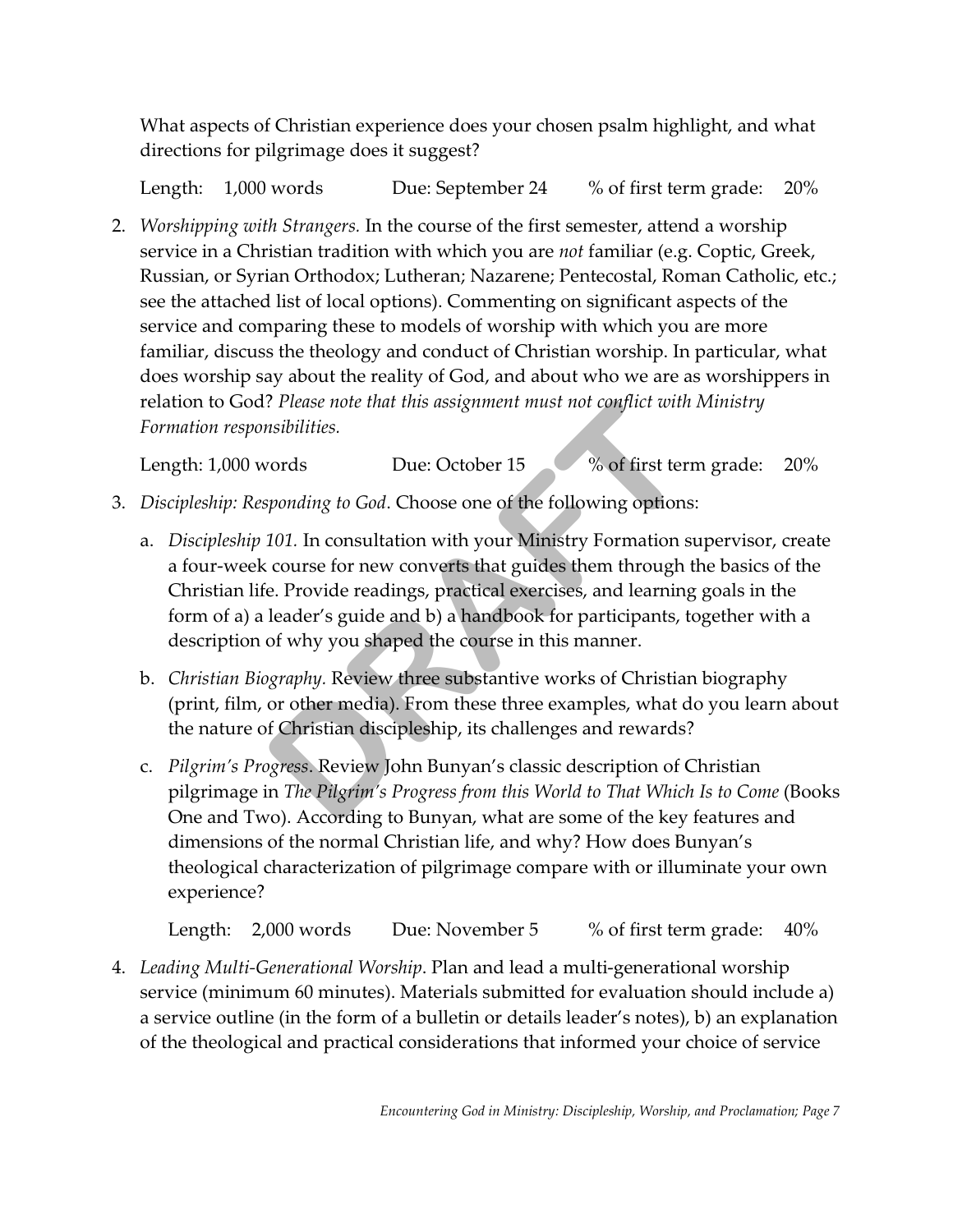What aspects of Christian experience does your chosen psalm highlight, and what directions for pilgrimage does it suggest?

Length: 1,000 words Due: September 24 % of first term grade: 20%

2. *Worshipping with Strangers.* In the course of the first semester, attend a worship service in a Christian tradition with which you are *not* familiar (e.g. Coptic, Greek, Russian, or Syrian Orthodox; Lutheran; Nazarene; Pentecostal, Roman Catholic, etc.; see the attached list of local options). Commenting on significant aspects of the service and comparing these to models of worship with which you are more familiar, discuss the theology and conduct of Christian worship. In particular, what does worship say about the reality of God, and about who we are as worshippers in relation to God? *Please note that this assignment must not conflict with Ministry Formation responsibilities.*

   Length: 1,000 words Due: October 15 % of first term grade: 20%

3. *Discipleship: Responding to God*. Choose one of the following options:

   a. *Discipleship 101.* In consultation with your Ministry Formation supervisor, create a four-week course for new converts that guides them through the basics of the Christian life. Provide readings, practical exercises, and learning goals in the form of a) a leader's guide and b) a handbook for participants, together with a description of why you shaped the course in this manner.

   b. *Christian Biography.* Review three substantive works of Christian biography (print, film, or other media). From these three examples, what do you learn about the nature of Christian discipleship, its challenges and rewards?

   c. *Pilgrim's Progress.* Review John Bunyan's classic description of Christian pilgrimage in *The Pilgrim's Progress from this World to That Which Is to Come* (Books One and Two). According to Bunyan, what are some of the key features and dimensions of the normal Christian life, and why? How does Bunyan's theological characterization of pilgrimage compare with or illuminate your own experience?

   Length: 2,000 words Due: November 5 % of first term grade: 40%

4. *Leading Multi-Generational Worship*. Plan and lead a multi-generational worship service (minimum 60 minutes). Materials submitted for evaluation should include a) a service outline (in the form of a bulletin or details leader's notes), b) an explanation of the theological and practical considerations that informed your choice of service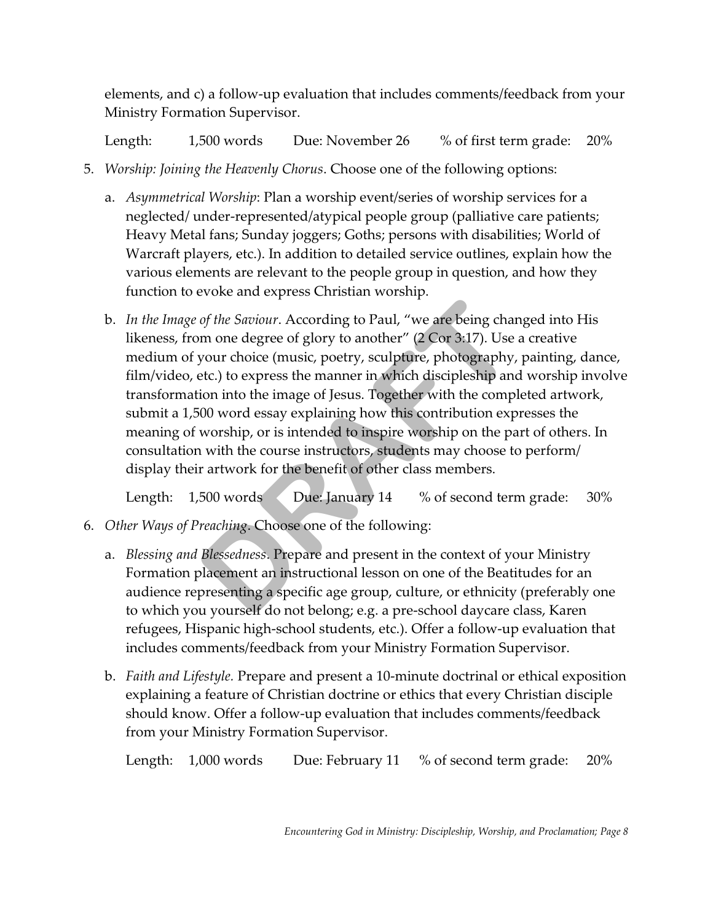elements, and c) a follow-up evaluation that includes comments/feedback from your Ministry Formation Supervisor.

Length: 1,500 words Due: November 26 % of first term grade: 20%

5. *Worship: Joining the Heavenly Chorus*. Choose one of the following options:

   a. *Asymmetrical Worship*: Plan a worship event/series of worship services for a neglected/ under-represented/atypical people group (palliative care patients; Heavy Metal fans; Sunday joggers; Goths; persons with disabilities; World of Warcraft players, etc.). In addition to detailed service outlines, explain how the various elements are relevant to the people group in question, and how they function to evoke and express Christian worship.

   b. *In the Image of the Saviour*. According to Paul, "we are being changed into His likeness, from one degree of glory to another" (2 Cor 3:17). Use a creative medium of your choice (music, poetry, sculpture, photography, painting, dance, film/video, etc.) to express the manner in which discipleship and worship involve transformation into the image of Jesus. Together with the completed artwork, submit a 1,500 word essay explaining how this contribution expresses the meaning of worship, or is intended to inspire worship on the part of others. In consultation with the course instructors, students may choose to perform/ display their artwork for the benefit of other class members.

   Length: 1,500 words Due: January 14 % of second term grade: 30%

6. *Other Ways of Preaching*. Choose one of the following:

   a. *Blessing and Blessedness.* Prepare and present in the context of your Ministry Formation placement an instructional lesson on one of the Beatitudes for an audience representing a specific age group, culture, or ethnicity (preferably one to which you yourself do not belong; e.g. a pre-school daycare class, Karen refugees, Hispanic high-school students, etc.). Offer a follow-up evaluation that includes comments/feedback from your Ministry Formation Supervisor.

   b. *Faith and Lifestyle.* Prepare and present a 10-minute doctrinal or ethical exposition explaining a feature of Christian doctrine or ethics that every Christian disciple should know. Offer a follow-up evaluation that includes comments/feedback from your Ministry Formation Supervisor.

   Length: 1,000 words Due: February 11 % of second term grade: 20%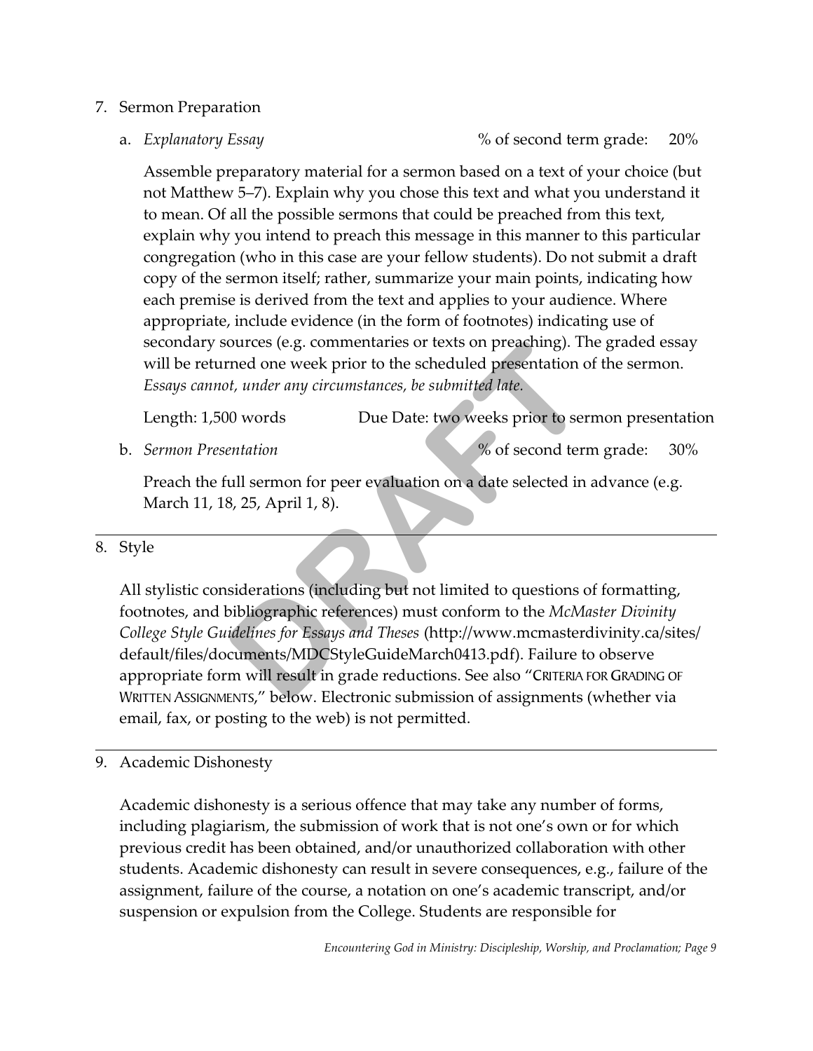7. Sermon Preparation

   a. *Explanatory Essay* % of second term grade: 20%

   Assemble preparatory material for a sermon based on a text of your choice (but not Matthew 5–7). Explain why you chose this text and what you understand it to mean. Of all the possible sermons that could be preached from this text, explain why you intend to preach this message in this manner to this particular congregation (who in this case are your fellow students). Do not submit a draft copy of the sermon itself; rather, summarize your main points, indicating how each premise is derived from the text and applies to your audience. Where appropriate, include evidence (in the form of footnotes) indicating use of secondary sources (e.g. commentaries or texts on preaching). The graded essay will be returned one week prior to the scheduled presentation of the sermon. *Essays cannot, under any circumstances, be submitted late.*

   Length: 1,500 words Due Date: two weeks prior to sermon presentation

   b. *Sermon Presentation* % of second term grade: 30%

   Preach the full sermon for peer evaluation on a date selected in advance (e.g. March 11, 18, 25, April 1, 8).

---

8. Style

All stylistic considerations (including but not limited to questions of formatting, footnotes, and bibliographic references) must conform to the *McMaster Divinity College Style Guidelines for Essays and Theses* (http://www.mcmasterdivinity.ca/sites/default/files/documents/MDCStyleGuideMarch0413.pdf). Failure to observe appropriate form will result in grade reductions. See also "CRITERIA FOR GRADING OF WRITTEN ASSIGNMENTS," below. Electronic submission of assignments (whether via email, fax, or posting to the web) is not permitted.

---

9. Academic Dishonesty

Academic dishonesty is a serious offence that may take any number of forms, including plagiarism, the submission of work that is not one's own or for which previous credit has been obtained, and/or unauthorized collaboration with other students. Academic dishonesty can result in severe consequences, e.g., failure of the assignment, failure of the course, a notation on one's academic transcript, and/or suspension or expulsion from the College. Students are responsible for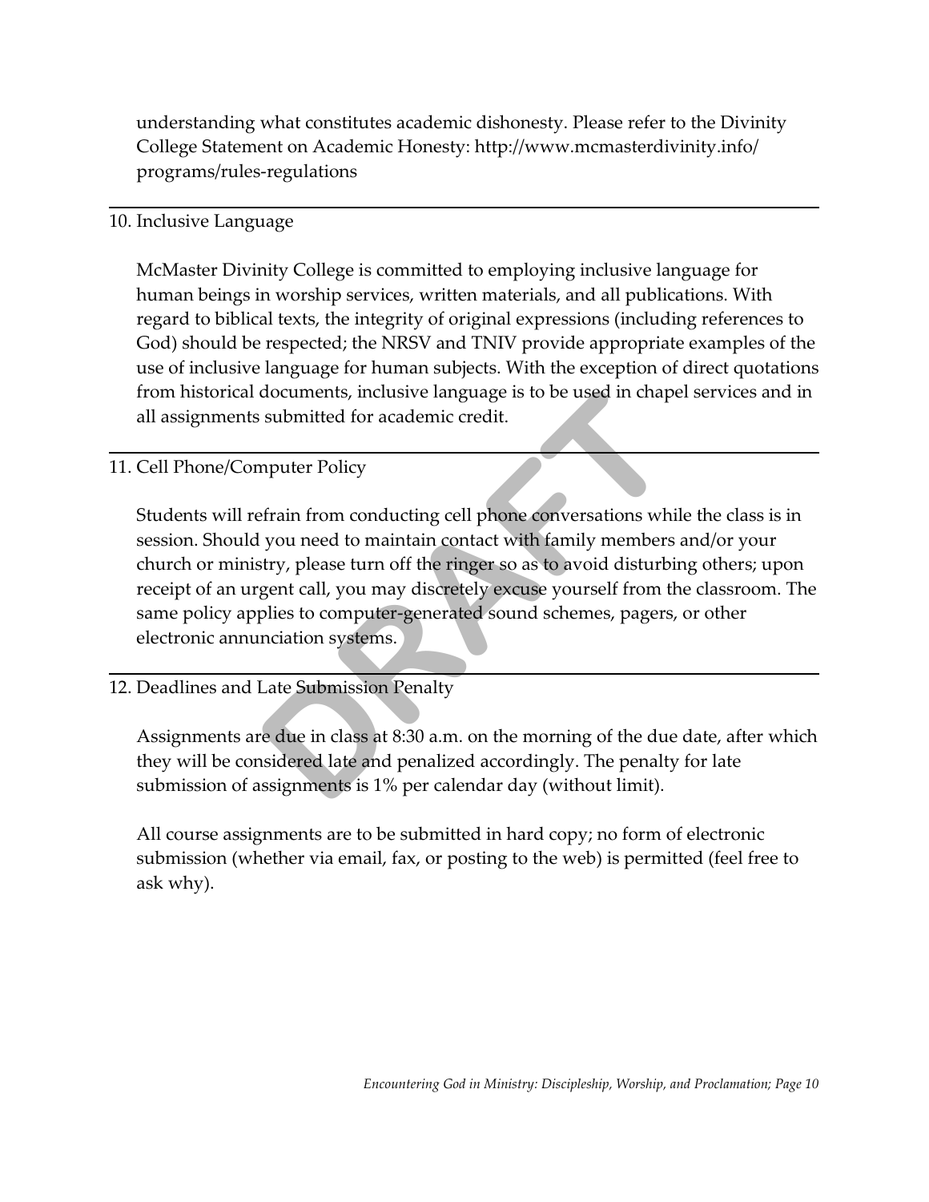understanding what constitutes academic dishonesty. Please refer to the Divinity College Statement on Academic Honesty: http://www.mcmasterdivinity.info/programs/rules-regulations

---

## 10. Inclusive Language

McMaster Divinity College is committed to employing inclusive language for human beings in worship services, written materials, and all publications. With regard to biblical texts, the integrity of original expressions (including references to God) should be respected; the NRSV and TNIV provide appropriate examples of the use of inclusive language for human subjects. With the exception of direct quotations from historical documents, inclusive language is to be used in chapel services and in all assignments submitted for academic credit.

---

## 11. Cell Phone/Computer Policy

Students will refrain from conducting cell phone conversations while the class is in session. Should you need to maintain contact with family members and/or your church or ministry, please turn off the ringer so as to avoid disturbing others; upon receipt of an urgent call, you may discretely excuse yourself from the classroom. The same policy applies to computer-generated sound schemes, pagers, or other electronic annunciation systems.

---

## 12. Deadlines and Late Submission Penalty

Assignments are due in class at 8:30 a.m. on the morning of the due date, after which they will be considered late and penalized accordingly. The penalty for late submission of assignments is 1% per calendar day (without limit).

All course assignments are to be submitted in hard copy; no form of electronic submission (whether via email, fax, or posting to the web) is permitted (feel free to ask why).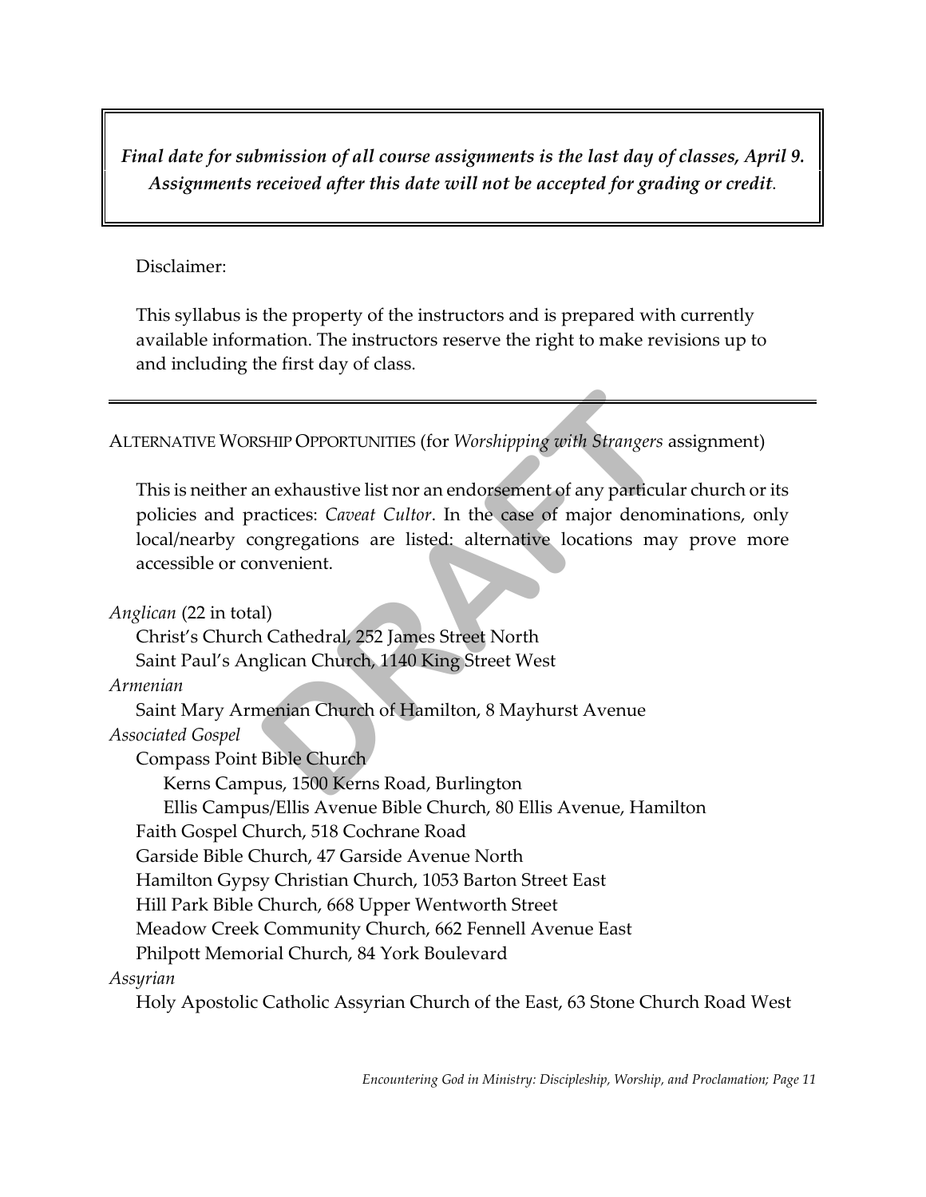***Final date for submission of all course assignments is the last day of classes, April 9. Assignments received after this date will not be accepted for grading or credit.***

Disclaimer:

This syllabus is the property of the instructors and is prepared with currently available information. The instructors reserve the right to make revisions up to and including the first day of class.

---

ALTERNATIVE WORSHIP OPPORTUNITIES (for *Worshipping with Strangers* assignment)

This is neither an exhaustive list nor an endorsement of any particular church or its policies and practices: *Caveat Cultor*. In the case of major denominations, only local/nearby congregations are listed: alternative locations may prove more accessible or convenient.

*Anglican* (22 in total)
- Christ's Church Cathedral, 252 James Street North
- Saint Paul's Anglican Church, 1140 King Street West

*Armenian*
- Saint Mary Armenian Church of Hamilton, 8 Mayhurst Avenue

*Associated Gospel*
- Compass Point Bible Church
  - Kerns Campus, 1500 Kerns Road, Burlington
  - Ellis Campus/Ellis Avenue Bible Church, 80 Ellis Avenue, Hamilton
- Faith Gospel Church, 518 Cochrane Road
- Garside Bible Church, 47 Garside Avenue North
- Hamilton Gypsy Christian Church, 1053 Barton Street East
- Hill Park Bible Church, 668 Upper Wentworth Street
- Meadow Creek Community Church, 662 Fennell Avenue East
- Philpott Memorial Church, 84 York Boulevard

*Assyrian*
- Holy Apostolic Catholic Assyrian Church of the East, 63 Stone Church Road West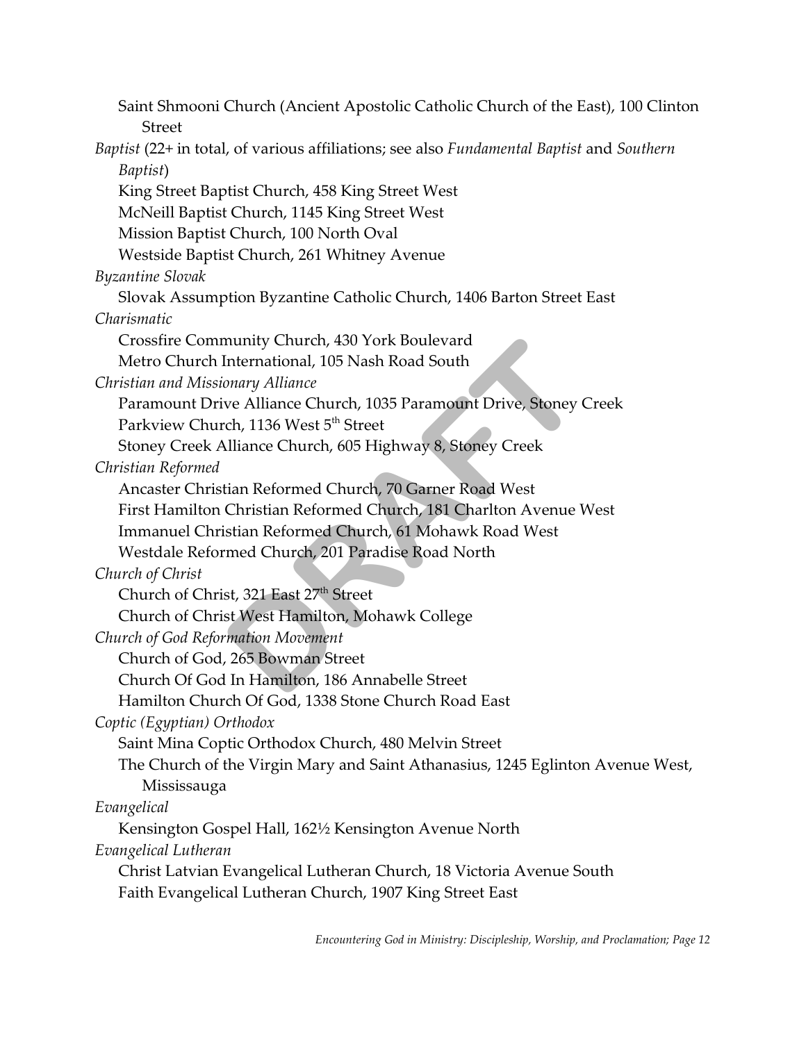Saint Shmooni Church (Ancient Apostolic Catholic Church of the East), 100 Clinton Street

*Baptist* (22+ in total, of various affiliations; see also *Fundamental Baptist* and *Southern Baptist*)

King Street Baptist Church, 458 King Street West

McNeill Baptist Church, 1145 King Street West

Mission Baptist Church, 100 North Oval

Westside Baptist Church, 261 Whitney Avenue

*Byzantine Slovak*

Slovak Assumption Byzantine Catholic Church, 1406 Barton Street East

*Charismatic*

Crossfire Community Church, 430 York Boulevard

Metro Church International, 105 Nash Road South

*Christian and Missionary Alliance*

Paramount Drive Alliance Church, 1035 Paramount Drive, Stoney Creek

Parkview Church, 1136 West 5th Street

Stoney Creek Alliance Church, 605 Highway 8, Stoney Creek

*Christian Reformed*

Ancaster Christian Reformed Church, 70 Garner Road West

First Hamilton Christian Reformed Church, 181 Charlton Avenue West

Immanuel Christian Reformed Church, 61 Mohawk Road West

Westdale Reformed Church, 201 Paradise Road North

*Church of Christ*

Church of Christ, 321 East 27th Street

Church of Christ West Hamilton, Mohawk College

*Church of God Reformation Movement*

Church of God, 265 Bowman Street

Church Of God In Hamilton, 186 Annabelle Street

Hamilton Church Of God, 1338 Stone Church Road East

*Coptic (Egyptian) Orthodox*

Saint Mina Coptic Orthodox Church, 480 Melvin Street

The Church of the Virgin Mary and Saint Athanasius, 1245 Eglinton Avenue West, Mississauga

*Evangelical*

Kensington Gospel Hall, 162½ Kensington Avenue North

*Evangelical Lutheran*

Christ Latvian Evangelical Lutheran Church, 18 Victoria Avenue South

Faith Evangelical Lutheran Church, 1907 King Street East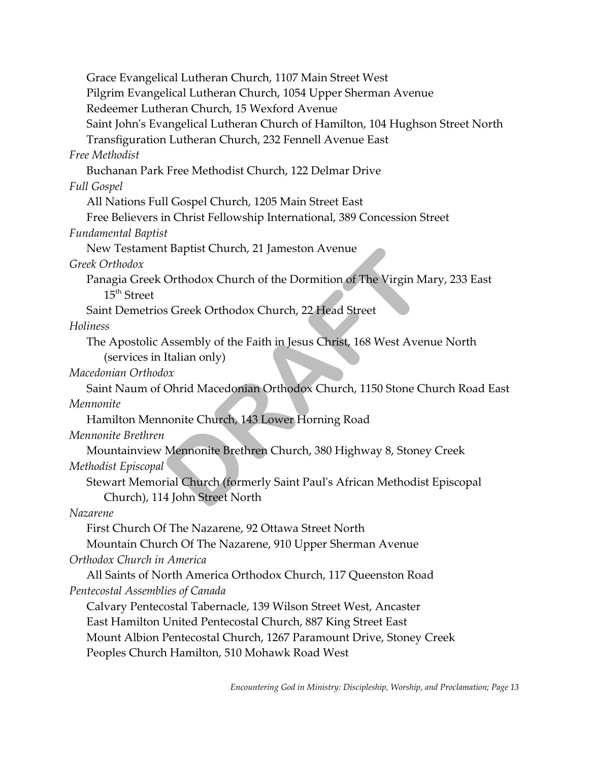Grace Evangelical Lutheran Church, 1107 Main Street West
Pilgrim Evangelical Lutheran Church, 1054 Upper Sherman Avenue
Redeemer Lutheran Church, 15 Wexford Avenue
Saint John's Evangelical Lutheran Church of Hamilton, 104 Hughson Street North
Transfiguration Lutheran Church, 232 Fennell Avenue East

*Free Methodist*
Buchanan Park Free Methodist Church, 122 Delmar Drive

*Full Gospel*
All Nations Full Gospel Church, 1205 Main Street East
Free Believers in Christ Fellowship International, 389 Concession Street

*Fundamental Baptist*
New Testament Baptist Church, 21 Jameston Avenue

*Greek Orthodox*
Panagia Greek Orthodox Church of the Dormition of The Virgin Mary, 233 East 15th Street
Saint Demetrios Greek Orthodox Church, 22 Head Street

*Holiness*
The Apostolic Assembly of the Faith in Jesus Christ, 168 West Avenue North (services in Italian only)

*Macedonian Orthodox*
Saint Naum of Ohrid Macedonian Orthodox Church, 1150 Stone Church Road East

*Mennonite*
Hamilton Mennonite Church, 143 Lower Horning Road

*Mennonite Brethren*
Mountainview Mennonite Brethren Church, 380 Highway 8, Stoney Creek

*Methodist Episcopal*
Stewart Memorial Church (formerly Saint Paul's African Methodist Episcopal Church), 114 John Street North

*Nazarene*
First Church Of The Nazarene, 92 Ottawa Street North
Mountain Church Of The Nazarene, 910 Upper Sherman Avenue

*Orthodox Church in America*
All Saints of North America Orthodox Church, 117 Queenston Road

*Pentecostal Assemblies of Canada*
Calvary Pentecostal Tabernacle, 139 Wilson Street West, Ancaster
East Hamilton United Pentecostal Church, 887 King Street East
Mount Albion Pentecostal Church, 1267 Paramount Drive, Stoney Creek
Peoples Church Hamilton, 510 Mohawk Road West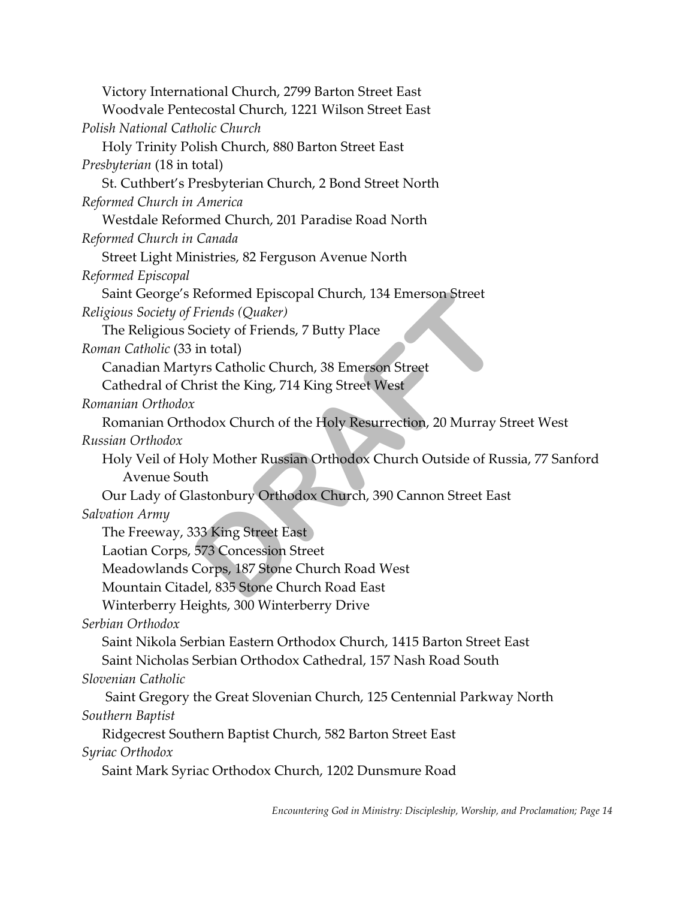Victory International Church, 2799 Barton Street East
Woodvale Pentecostal Church, 1221 Wilson Street East

*Polish National Catholic Church*

Holy Trinity Polish Church, 880 Barton Street East

*Presbyterian* (18 in total)

St. Cuthbert's Presbyterian Church, 2 Bond Street North

*Reformed Church in America*

Westdale Reformed Church, 201 Paradise Road North

*Reformed Church in Canada*

Street Light Ministries, 82 Ferguson Avenue North

*Reformed Episcopal*

Saint George's Reformed Episcopal Church, 134 Emerson Street

*Religious Society of Friends (Quaker)*

The Religious Society of Friends, 7 Butty Place

*Roman Catholic* (33 in total)

Canadian Martyrs Catholic Church, 38 Emerson Street
Cathedral of Christ the King, 714 King Street West

*Romanian Orthodox*

Romanian Orthodox Church of the Holy Resurrection, 20 Murray Street West

*Russian Orthodox*

Holy Veil of Holy Mother Russian Orthodox Church Outside of Russia, 77 Sanford Avenue South
Our Lady of Glastonbury Orthodox Church, 390 Cannon Street East

*Salvation Army*

The Freeway, 333 King Street East
Laotian Corps, 573 Concession Street
Meadowlands Corps, 187 Stone Church Road West
Mountain Citadel, 835 Stone Church Road East
Winterberry Heights, 300 Winterberry Drive

*Serbian Orthodox*

Saint Nikola Serbian Eastern Orthodox Church, 1415 Barton Street East
Saint Nicholas Serbian Orthodox Cathedral, 157 Nash Road South

*Slovenian Catholic*

Saint Gregory the Great Slovenian Church, 125 Centennial Parkway North

*Southern Baptist*

Ridgecrest Southern Baptist Church, 582 Barton Street East

*Syriac Orthodox*

Saint Mark Syriac Orthodox Church, 1202 Dunsmure Road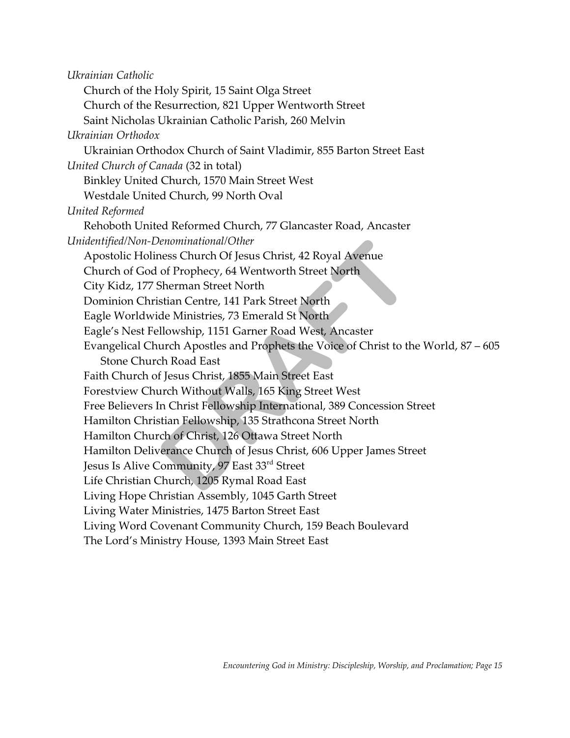*Ukrainian Catholic*

Church of the Holy Spirit, 15 Saint Olga Street

Church of the Resurrection, 821 Upper Wentworth Street

Saint Nicholas Ukrainian Catholic Parish, 260 Melvin

*Ukrainian Orthodox*

Ukrainian Orthodox Church of Saint Vladimir, 855 Barton Street East

*United Church of Canada* (32 in total)

Binkley United Church, 1570 Main Street West

Westdale United Church, 99 North Oval

*United Reformed*

Rehoboth United Reformed Church, 77 Glancaster Road, Ancaster

*Unidentified/Non-Denominational/Other*

Apostolic Holiness Church Of Jesus Christ, 42 Royal Avenue

Church of God of Prophecy, 64 Wentworth Street North

City Kidz, 177 Sherman Street North

Dominion Christian Centre, 141 Park Street North

Eagle Worldwide Ministries, 73 Emerald St North

Eagle's Nest Fellowship, 1151 Garner Road West, Ancaster

Evangelical Church Apostles and Prophets the Voice of Christ to the World, 87 – 605 Stone Church Road East

Faith Church of Jesus Christ, 1855 Main Street East

Forestview Church Without Walls, 165 King Street West

Free Believers In Christ Fellowship International, 389 Concession Street

Hamilton Christian Fellowship, 135 Strathcona Street North

Hamilton Church of Christ, 126 Ottawa Street North

Hamilton Deliverance Church of Jesus Christ, 606 Upper James Street

Jesus Is Alive Community, 97 East 33rd Street

Life Christian Church, 1205 Rymal Road East

Living Hope Christian Assembly, 1045 Garth Street

Living Water Ministries, 1475 Barton Street East

Living Word Covenant Community Church, 159 Beach Boulevard

The Lord's Ministry House, 1393 Main Street East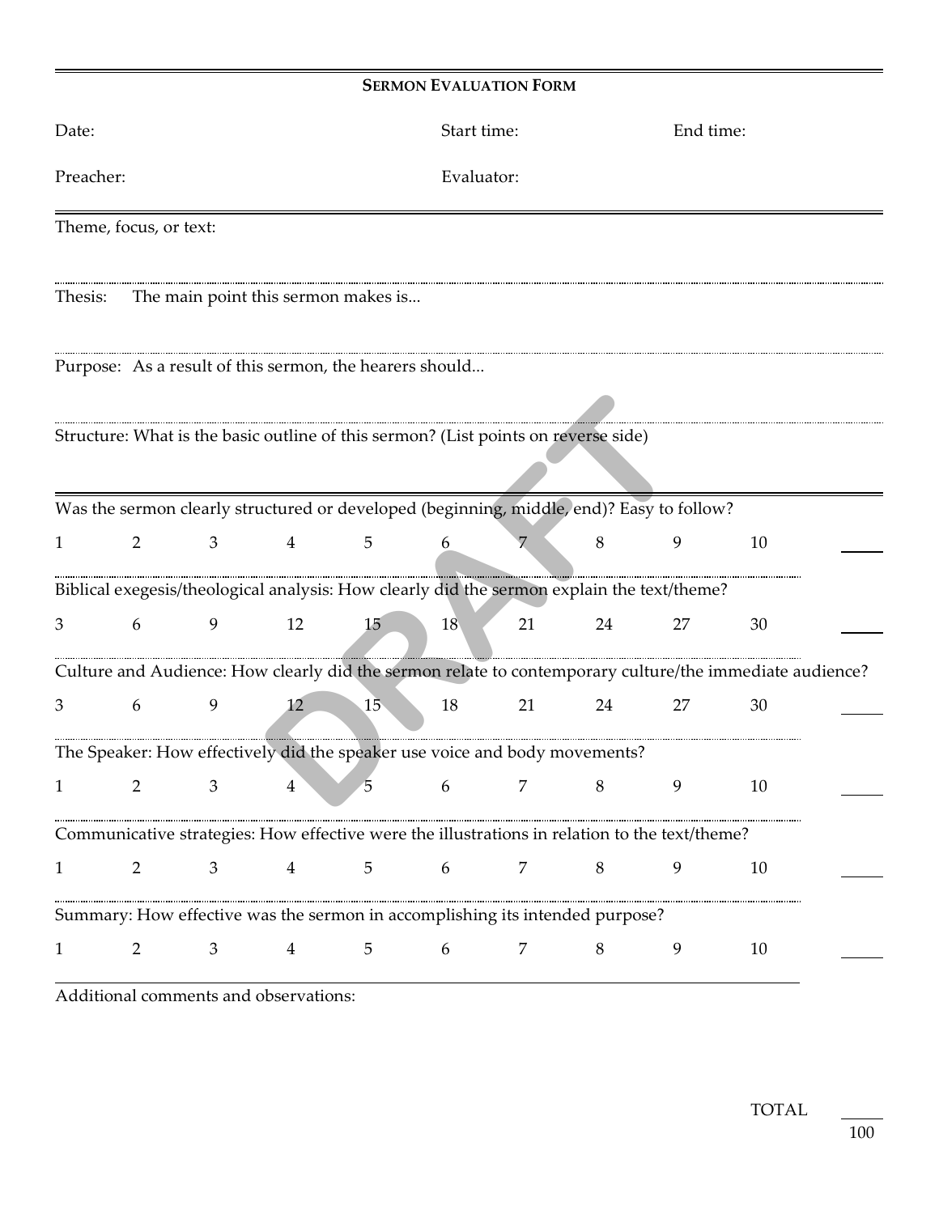**SERMON EVALUATION FORM**

Date: Start time: End time:

Preacher: Evaluator:

---

Theme, focus, or text:

Thesis: The main point this sermon makes is...

Purpose: As a result of this sermon, the hearers should...

Structure: What is the basic outline of this sermon? (List points on reverse side)

---

Was the sermon clearly structured or developed (beginning, middle, end)? Easy to follow?

1 2 3 4 5 6 7 8 9 10 ____

Biblical exegesis/theological analysis: How clearly did the sermon explain the text/theme?

3 6 9 12 15 18 21 24 27 30 ____

Culture and Audience: How clearly did the sermon relate to contemporary culture/the immediate audience?

3 6 9 12 15 18 21 24 27 30 ____

The Speaker: How effectively did the speaker use voice and body movements?

1 2 3 4 5 6 7 8 9 10 ____

Communicative strategies: How effective were the illustrations in relation to the text/theme?

1 2 3 4 5 6 7 8 9 10 ____

Summary: How effective was the sermon in accomplishing its intended purpose?

1 2 3 4 5 6 7 8 9 10 ____

Additional comments and observations:

TOTAL ____ / 100

DRAFT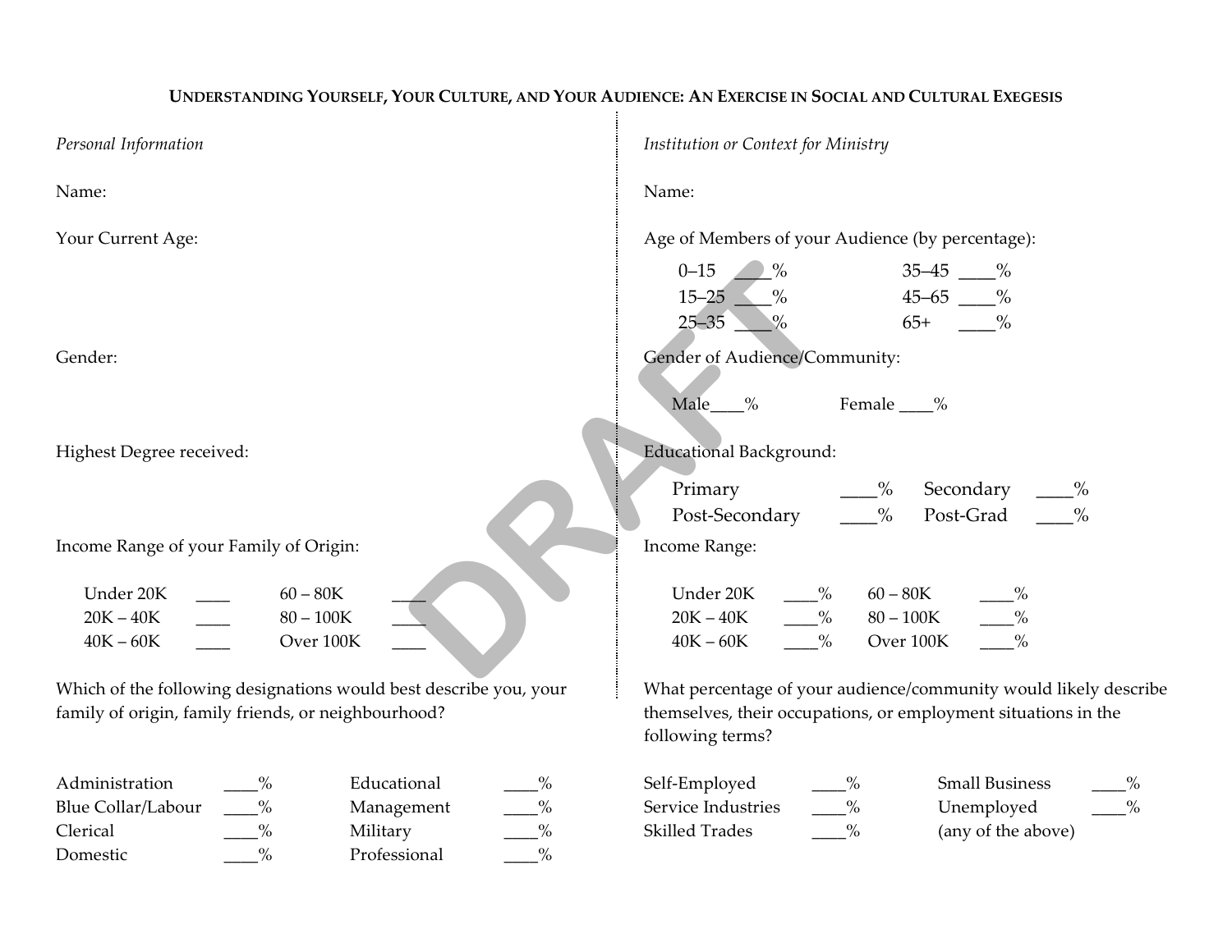# Understanding Yourself, Your Culture, and Your Audience: An Exercise in Social and Cultural Exegesis

*Personal Information*

Name:

Your Current Age:

Gender:

Highest Degree received:

Income Range of your Family of Origin:

| | | | |
|---|---|---|---|
| Under 20K | ____ | 60 – 80K | ____ |
| 20K – 40K | ____ | 80 – 100K | ____ |
| 40K – 60K | ____ | Over 100K | ____ |

Which of the following designations would best describe you, your family of origin, family friends, or neighbourhood?

| | | | |
|---|---|---|---|
| Administration | ____% | Educational | ____% |
| Blue Collar/Labour | ____% | Management | ____% |
| Clerical | ____% | Military | ____% |
| Domestic | ____% | Professional | ____% |

*Institution or Context for Ministry*

Name:

Age of Members of your Audience (by percentage):

| | | | |
|---|---|---|---|
| 0–15 | ____% | 35–45 | ____% |
| 15–25 | ____% | 45–65 | ____% |
| 25–35 | ____% | 65+ | ____% |

Gender of Audience/Community:

Male____% Female ____%

Educational Background:

| | | | |
|---|---|---|---|
| Primary | ____% | Secondary | ____% |
| Post-Secondary | ____% | Post-Grad | ____% |

Income Range:

| | | | |
|---|---|---|---|
| Under 20K | ____% | 60 – 80K | ____% |
| 20K – 40K | ____% | 80 – 100K | ____% |
| 40K – 60K | ____% | Over 100K | ____% |

What percentage of your audience/community would likely describe themselves, their occupations, or employment situations in the following terms?

| | | | |
|---|---|---|---|
| Self-Employed | ____% | Small Business | ____% |
| Service Industries | ____% | Unemployed | ____% |
| Skilled Trades | ____% | (any of the above) | |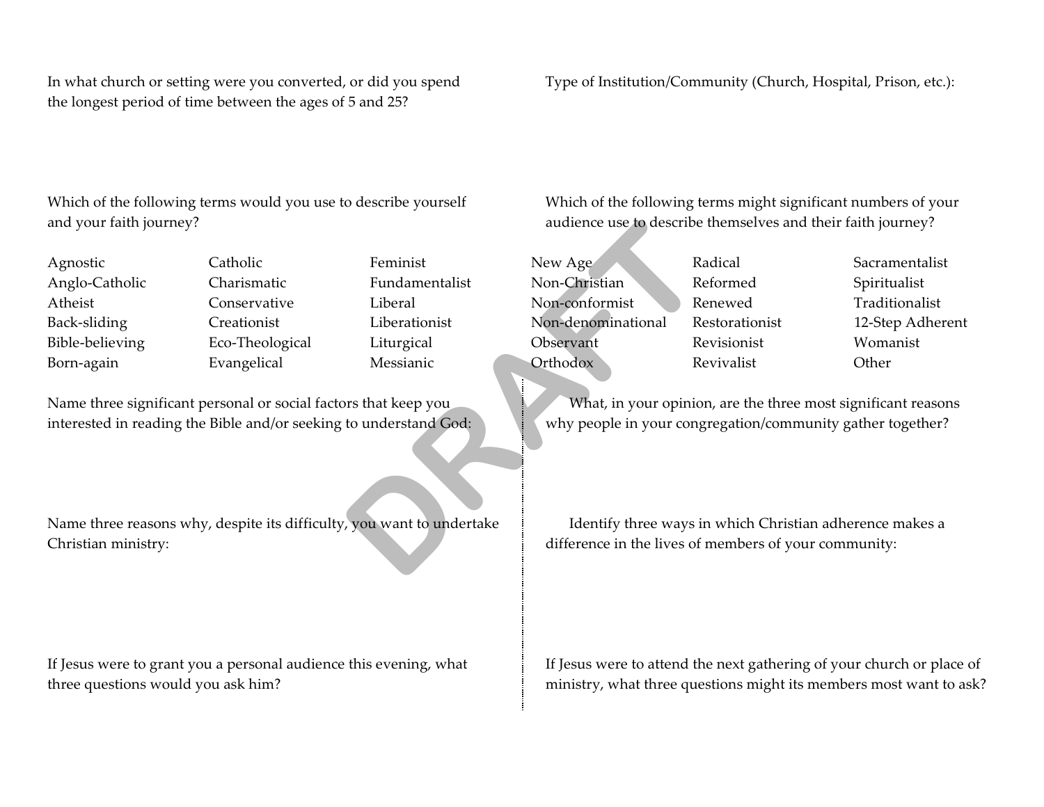In what church or setting were you converted, or did you spend the longest period of time between the ages of 5 and 25?

Type of Institution/Community (Church, Hospital, Prison, etc.):

Which of the following terms would you use to describe yourself and your faith journey?

Which of the following terms might significant numbers of your audience use to describe themselves and their faith journey?

| | | | | | |
|---|---|---|---|---|---|
| Agnostic | Catholic | Feminist | New Age | Radical | Sacramentalist |
| Anglo-Catholic | Charismatic | Fundamentalist | Non-Christian | Reformed | Spiritualist |
| Atheist | Conservative | Liberal | Non-conformist | Renewed | Traditionalist |
| Back-sliding | Creationist | Liberationist | Non-denominational | Restorationist | 12-Step Adherent |
| Bible-believing | Eco-Theological | Liturgical | Observant | Revisionist | Womanist |
| Born-again | Evangelical | Messianic | Orthodox | Revivalist | Other |

Name three significant personal or social factors that keep you interested in reading the Bible and/or seeking to understand God:

Name three reasons why, despite its difficulty, you want to undertake Christian ministry:

If Jesus were to grant you a personal audience this evening, what three questions would you ask him?

What, in your opinion, are the three most significant reasons why people in your congregation/community gather together?

Identify three ways in which Christian adherence makes a difference in the lives of members of your community:

If Jesus were to attend the next gathering of your church or place of ministry, what three questions might its members most want to ask?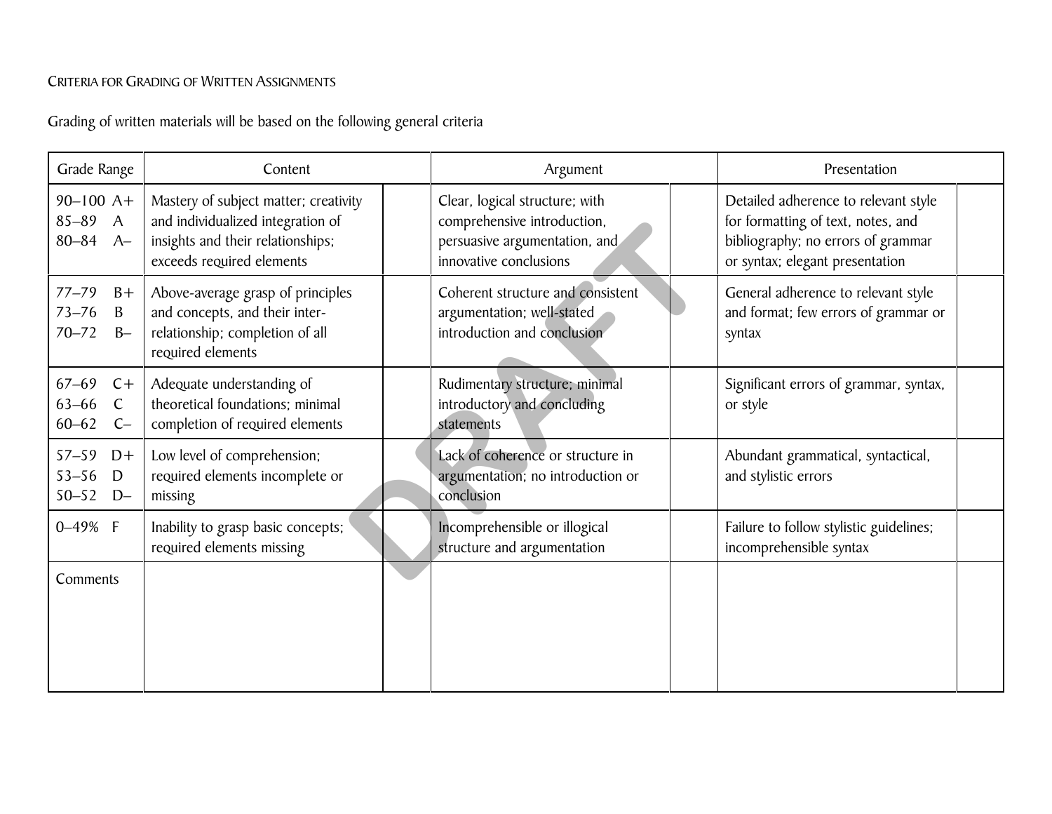CRITERIA FOR GRADING OF WRITTEN ASSIGNMENTS

Grading of written materials will be based on the following general criteria

| Grade Range | Content | | Argument | | Presentation | |
|---|---|---|---|---|---|---|
| 90–100 A+<br>85–89 A<br>80–84 A– | Mastery of subject matter; creativity and individualized integration of insights and their relationships; exceeds required elements | | Clear, logical structure; with comprehensive introduction, persuasive argumentation, and innovative conclusions | | Detailed adherence to relevant style for formatting of text, notes, and bibliography; no errors of grammar or syntax; elegant presentation | |
| 77–79 B+<br>73–76 B<br>70–72 B– | Above-average grasp of principles and concepts, and their inter-relationship; completion of all required elements | | Coherent structure and consistent argumentation; well-stated introduction and conclusion | | General adherence to relevant style and format; few errors of grammar or syntax | |
| 67–69 C+<br>63–66 C<br>60–62 C– | Adequate understanding of theoretical foundations; minimal completion of required elements | | Rudimentary structure; minimal introductory and concluding statements | | Significant errors of grammar, syntax, or style | |
| 57–59 D+<br>53–56 D<br>50–52 D– | Low level of comprehension; required elements incomplete or missing | | Lack of coherence or structure in argumentation; no introduction or conclusion | | Abundant grammatical, syntactical, and stylistic errors | |
| 0–49% F | Inability to grasp basic concepts; required elements missing | | Incomprehensible or illogical structure and argumentation | | Failure to follow stylistic guidelines; incomprehensible syntax | |
| Comments | | | | | | |